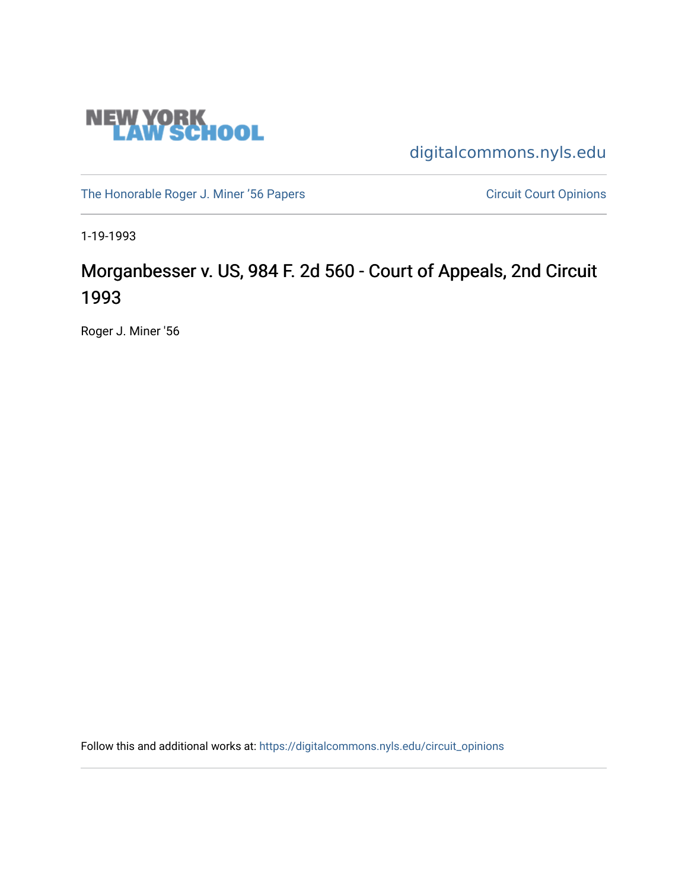NEW YORK LAW SCHOOL

digitalcommons.nyls.edu

The Honorable Roger J. Miner '56 Papers

Circuit Court Opinions

1-19-1993

# Morganbesser v. US, 984 F. 2d 560 - Court of Appeals, 2nd Circuit 1993

Roger J. Miner '56

Follow this and additional works at: https://digitalcommons.nyls.edu/circuit_opinions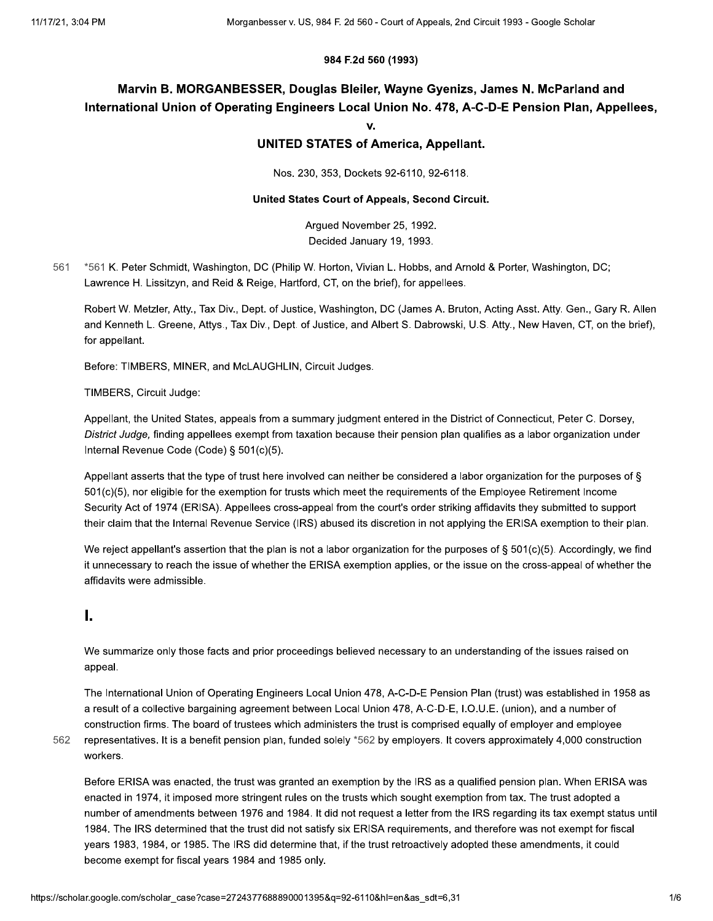**984 F.2d 560 (1993)**

# Marvin B. MORGANBESSER, Douglas Bleiler, Wayne Gyenizs, James N. McParland and International Union of Operating Engineers Local Union No. 478, A-C-D-E Pension Plan, Appellees,

**v.**

**UNITED STATES of America, Appellant.**

Nos. 230, 353, Dockets 92-6110, 92-6118.

**United States Court of Appeals, Second Circuit.**

Argued November 25, 1992.
Decided January 19, 1993.

*561 K. Peter Schmidt, Washington, DC (Philip W. Horton, Vivian L. Hobbs, and Arnold & Porter, Washington, DC; Lawrence H. Lissitzyn, and Reid & Reige, Hartford, CT, on the brief), for appellees.

Robert W. Metzler, Atty., Tax Div., Dept. of Justice, Washington, DC (James A. Bruton, Acting Asst. Atty. Gen., Gary R. Allen and Kenneth L. Greene, Attys., Tax Div., Dept. of Justice, and Albert S. Dabrowski, U.S. Atty., New Haven, CT, on the brief), for appellant.

Before: TIMBERS, MINER, and McLAUGHLIN, Circuit Judges.

TIMBERS, Circuit Judge:

Appellant, the United States, appeals from a summary judgment entered in the District of Connecticut, Peter C. Dorsey, *District Judge,* finding appellees exempt from taxation because their pension plan qualifies as a labor organization under Internal Revenue Code (Code) § 501(c)(5).

Appellant asserts that the type of trust here involved can neither be considered a labor organization for the purposes of § 501(c)(5), nor eligible for the exemption for trusts which meet the requirements of the Employee Retirement Income Security Act of 1974 (ERISA). Appellees cross-appeal from the court's order striking affidavits they submitted to support their claim that the Internal Revenue Service (IRS) abused its discretion in not applying the ERISA exemption to their plan.

We reject appellant's assertion that the plan is not a labor organization for the purposes of § 501(c)(5). Accordingly, we find it unnecessary to reach the issue of whether the ERISA exemption applies, or the issue on the cross-appeal of whether the affidavits were admissible.

## I.

We summarize only those facts and prior proceedings believed necessary to an understanding of the issues raised on appeal.

The International Union of Operating Engineers Local Union 478, A-C-D-E Pension Plan (trust) was established in 1958 as a result of a collective bargaining agreement between Local Union 478, A-C-D-E, I.O.U.E. (union), and a number of construction firms. The board of trustees which administers the trust is comprised equally of employer and employee representatives. It is a benefit pension plan, funded solely *562 by employers. It covers approximately 4,000 construction workers.

Before ERISA was enacted, the trust was granted an exemption by the IRS as a qualified pension plan. When ERISA was enacted in 1974, it imposed more stringent rules on the trusts which sought exemption from tax. The trust adopted a number of amendments between 1976 and 1984. It did not request a letter from the IRS regarding its tax exempt status until 1984. The IRS determined that the trust did not satisfy six ERISA requirements, and therefore was not exempt for fiscal years 1983, 1984, or 1985. The IRS did determine that, if the trust retroactively adopted these amendments, it could become exempt for fiscal years 1984 and 1985 only.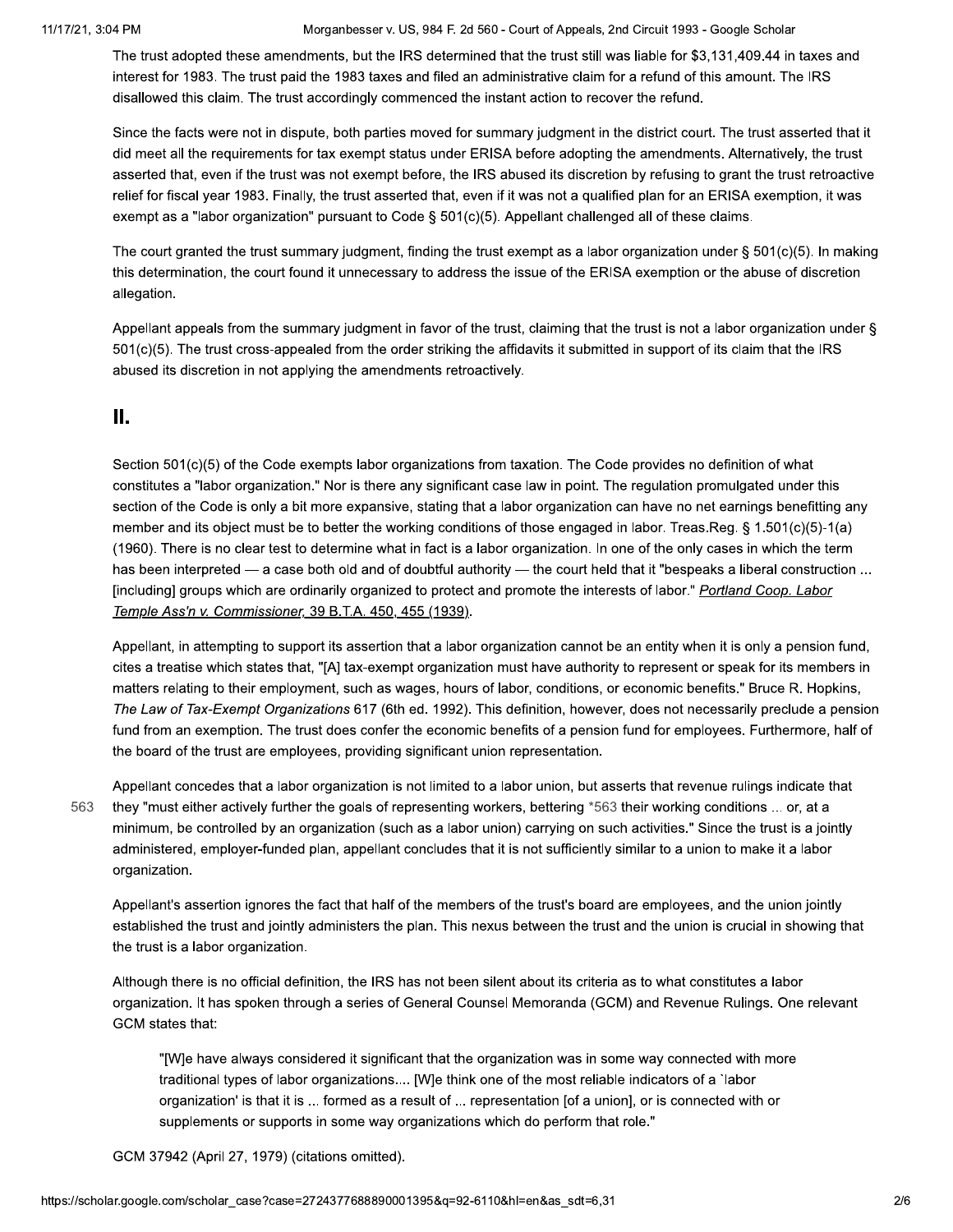The trust adopted these amendments, but the IRS determined that the trust still was liable for $3,131,409.44 in taxes and interest for 1983. The trust paid the 1983 taxes and filed an administrative claim for a refund of this amount. The IRS disallowed this claim. The trust accordingly commenced the instant action to recover the refund.

Since the facts were not in dispute, both parties moved for summary judgment in the district court. The trust asserted that it did meet all the requirements for tax exempt status under ERISA before adopting the amendments. Alternatively, the trust asserted that, even if the trust was not exempt before, the IRS abused its discretion by refusing to grant the trust retroactive relief for fiscal year 1983. Finally, the trust asserted that, even if it was not a qualified plan for an ERISA exemption, it was exempt as a "labor organization" pursuant to Code § 501(c)(5). Appellant challenged all of these claims.

The court granted the trust summary judgment, finding the trust exempt as a labor organization under § 501(c)(5). In making this determination, the court found it unnecessary to address the issue of the ERISA exemption or the abuse of discretion allegation.

Appellant appeals from the summary judgment in favor of the trust, claiming that the trust is not a labor organization under § 501(c)(5). The trust cross-appealed from the order striking the affidavits it submitted in support of its claim that the IRS abused its discretion in not applying the amendments retroactively.

## II.

Section 501(c)(5) of the Code exempts labor organizations from taxation. The Code provides no definition of what constitutes a "labor organization." Nor is there any significant case law in point. The regulation promulgated under this section of the Code is only a bit more expansive, stating that a labor organization can have no net earnings benefitting any member and its object must be to better the working conditions of those engaged in labor. Treas.Reg. § 1.501(c)(5)-1(a) (1960). There is no clear test to determine what in fact is a labor organization. In one of the only cases in which the term has been interpreted — a case both old and of doubtful authority — the court held that it "bespeaks a liberal construction ... [including] groups which are ordinarily organized to protect and promote the interests of labor." *Portland Coop. Labor Temple Ass'n v. Commissioner,* 39 B.T.A. 450, 455 (1939).

Appellant, in attempting to support its assertion that a labor organization cannot be an entity when it is only a pension fund, cites a treatise which states that, "[A] tax-exempt organization must have authority to represent or speak for its members in matters relating to their employment, such as wages, hours of labor, conditions, or economic benefits." Bruce R. Hopkins, *The Law of Tax-Exempt Organizations* 617 (6th ed. 1992). This definition, however, does not necessarily preclude a pension fund from an exemption. The trust does confer the economic benefits of a pension fund for employees. Furthermore, half of the board of the trust are employees, providing significant union representation.

Appellant concedes that a labor organization is not limited to a labor union, but asserts that revenue rulings indicate that they "must either actively further the goals of representing workers, bettering *563 their working conditions ... or, at a minimum, be controlled by an organization (such as a labor union) carrying on such activities." Since the trust is a jointly administered, employer-funded plan, appellant concludes that it is not sufficiently similar to a union to make it a labor organization.

Appellant's assertion ignores the fact that half of the members of the trust's board are employees, and the union jointly established the trust and jointly administers the plan. This nexus between the trust and the union is crucial in showing that the trust is a labor organization.

Although there is no official definition, the IRS has not been silent about its criteria as to what constitutes a labor organization. It has spoken through a series of General Counsel Memoranda (GCM) and Revenue Rulings. One relevant GCM states that:

> "[W]e have always considered it significant that the organization was in some way connected with more traditional types of labor organizations.... [W]e think one of the most reliable indicators of a `labor organization' is that it is ... formed as a result of ... representation [of a union], or is connected with or supplements or supports in some way organizations which do perform that role."

GCM 37942 (April 27, 1979) (citations omitted).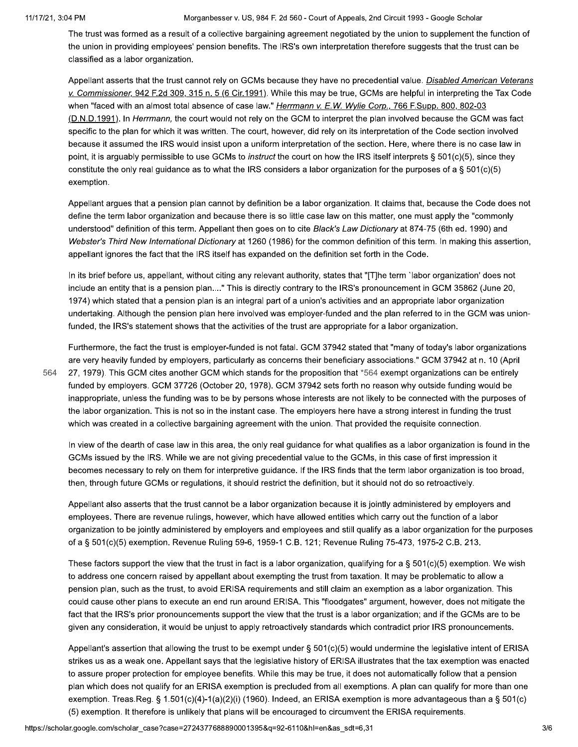The trust was formed as a result of a collective bargaining agreement negotiated by the union to supplement the function of the union in providing employees' pension benefits. The IRS's own interpretation therefore suggests that the trust can be classified as a labor organization.

Appellant asserts that the trust cannot rely on GCMs because they have no precedential value. *Disabled American Veterans v. Commissioner,* 942 F.2d 309, 315 n. 5 (6 Cir.1991). While this may be true, GCMs are helpful in interpreting the Tax Code when "faced with an almost total absence of case law." *Herrmann v. E.W. Wylie Corp.,* 766 F.Supp. 800, 802-03 (D.N.D.1991). In *Herrmann,* the court would not rely on the GCM to interpret the plan involved because the GCM was fact specific to the plan for which it was written. The court, however, did rely on its interpretation of the Code section involved because it assumed the IRS would insist upon a uniform interpretation of the section. Here, where there is no case law in point, it is arguably permissible to use GCMs to *instruct* the court on how the IRS itself interprets § 501(c)(5), since they constitute the only real guidance as to what the IRS considers a labor organization for the purposes of a § 501(c)(5) exemption.

Appellant argues that a pension plan cannot by definition be a labor organization. It claims that, because the Code does not define the term labor organization and because there is so little case law on this matter, one must apply the "commonly understood" definition of this term. Appellant then goes on to cite *Black's Law Dictionary* at 874-75 (6th ed. 1990) and *Webster's Third New International Dictionary* at 1260 (1986) for the common definition of this term. In making this assertion, appellant ignores the fact that the IRS itself has expanded on the definition set forth in the Code.

In its brief before us, appellant, without citing any relevant authority, states that "[T]he term `labor organization' does not include an entity that is a pension plan...." This is directly contrary to the IRS's pronouncement in GCM 35862 (June 20, 1974) which stated that a pension plan is an integral part of a union's activities and an appropriate labor organization undertaking. Although the pension plan here involved was employer-funded and the plan referred to in the GCM was union-funded, the IRS's statement shows that the activities of the trust are appropriate for a labor organization.

Furthermore, the fact the trust is employer-funded is not fatal. GCM 37942 stated that "many of today's labor organizations are very heavily funded by employers, particularly as concerns their beneficiary associations." GCM 37942 at n. 10 (April 27, 1979). This GCM cites another GCM which stands for the proposition that *564 exempt organizations can be entirely funded by employers. GCM 37726 (October 20, 1978). GCM 37942 sets forth no reason why outside funding would be inappropriate, unless the funding was to be by persons whose interests are not likely to be connected with the purposes of the labor organization. This is not so in the instant case. The employers here have a strong interest in funding the trust which was created in a collective bargaining agreement with the union. That provided the requisite connection.

In view of the dearth of case law in this area, the only real guidance for what qualifies as a labor organization is found in the GCMs issued by the IRS. While we are not giving precedential value to the GCMs, in this case of first impression it becomes necessary to rely on them for interpretive guidance. If the IRS finds that the term labor organization is too broad, then, through future GCMs or regulations, it should restrict the definition, but it should not do so retroactively.

Appellant also asserts that the trust cannot be a labor organization because it is jointly administered by employers and employees. There are revenue rulings, however, which have allowed entities which carry out the function of a labor organization to be jointly administered by employers and employees and still qualify as a labor organization for the purposes of a § 501(c)(5) exemption. Revenue Ruling 59-6, 1959-1 C.B. 121; Revenue Ruling 75-473, 1975-2 C.B. 213.

These factors support the view that the trust in fact is a labor organization, qualifying for a § 501(c)(5) exemption. We wish to address one concern raised by appellant about exempting the trust from taxation. It may be problematic to allow a pension plan, such as the trust, to avoid ERISA requirements and still claim an exemption as a labor organization. This could cause other plans to execute an end run around ERISA. This "floodgates" argument, however, does not mitigate the fact that the IRS's prior pronouncements support the view that the trust is a labor organization; and if the GCMs are to be given any consideration, it would be unjust to apply retroactively standards which contradict prior IRS pronouncements.

Appellant's assertion that allowing the trust to be exempt under § 501(c)(5) would undermine the legislative intent of ERISA strikes us as a weak one. Appellant says that the legislative history of ERISA illustrates that the tax exemption was enacted to assure proper protection for employee benefits. While this may be true, it does not automatically follow that a pension plan which does not qualify for an ERISA exemption is precluded from all exemptions. A plan can qualify for more than one exemption. Treas.Reg. § 1.501(c)(4)-1(a)(2)(i) (1960). Indeed, an ERISA exemption is more advantageous than a § 501(c)(5) exemption. It therefore is unlikely that plans will be encouraged to circumvent the ERISA requirements.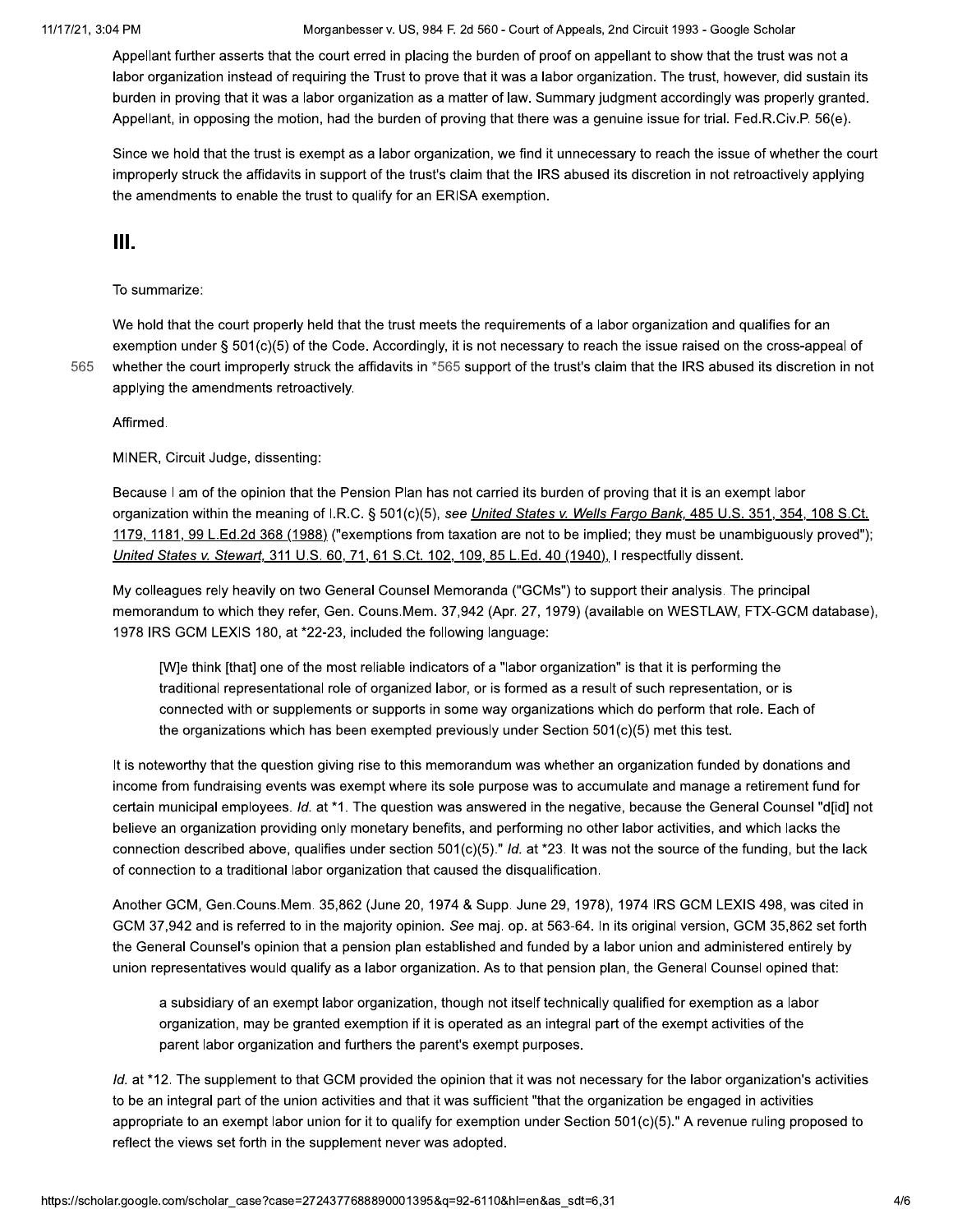Appellant further asserts that the court erred in placing the burden of proof on appellant to show that the trust was not a labor organization instead of requiring the Trust to prove that it was a labor organization. The trust, however, did sustain its burden in proving that it was a labor organization as a matter of law. Summary judgment accordingly was properly granted. Appellant, in opposing the motion, had the burden of proving that there was a genuine issue for trial. Fed.R.Civ.P. 56(e).

Since we hold that the trust is exempt as a labor organization, we find it unnecessary to reach the issue of whether the court improperly struck the affidavits in support of the trust's claim that the IRS abused its discretion in not retroactively applying the amendments to enable the trust to qualify for an ERISA exemption.

## III.

To summarize:

We hold that the court properly held that the trust meets the requirements of a labor organization and qualifies for an exemption under § 501(c)(5) of the Code. Accordingly, it is not necessary to reach the issue raised on the cross-appeal of whether the court improperly struck the affidavits in *565 support of the trust's claim that the IRS abused its discretion in not applying the amendments retroactively.

Affirmed.

MINER, Circuit Judge, dissenting:

Because I am of the opinion that the Pension Plan has not carried its burden of proving that it is an exempt labor organization within the meaning of I.R.C. § 501(c)(5), *see* United States v. Wells Fargo Bank, 485 U.S. 351, 354, 108 S.Ct. 1179, 1181, 99 L.Ed.2d 368 (1988) ("exemptions from taxation are not to be implied; they must be unambiguously proved"); United States v. Stewart, 311 U.S. 60, 71, 61 S.Ct. 102, 109, 85 L.Ed. 40 (1940), I respectfully dissent.

My colleagues rely heavily on two General Counsel Memoranda ("GCMs") to support their analysis. The principal memorandum to which they refer, Gen. Couns.Mem. 37,942 (Apr. 27, 1979) (available on WESTLAW, FTX-GCM database), 1978 IRS GCM LEXIS 180, at *22-23, included the following language:

> [W]e think [that] one of the most reliable indicators of a "labor organization" is that it is performing the traditional representational role of organized labor, or is formed as a result of such representation, or is connected with or supplements or supports in some way organizations which do perform that role. Each of the organizations which has been exempted previously under Section 501(c)(5) met this test.

It is noteworthy that the question giving rise to this memorandum was whether an organization funded by donations and income from fundraising events was exempt where its sole purpose was to accumulate and manage a retirement fund for certain municipal employees. *Id.* at *1. The question was answered in the negative, because the General Counsel "d[id] not believe an organization providing only monetary benefits, and performing no other labor activities, and which lacks the connection described above, qualifies under section 501(c)(5)." *Id.* at *23. It was not the source of the funding, but the lack of connection to a traditional labor organization that caused the disqualification.

Another GCM, Gen.Couns.Mem. 35,862 (June 20, 1974 & Supp. June 29, 1978), 1974 IRS GCM LEXIS 498, was cited in GCM 37,942 and is referred to in the majority opinion. *See* maj. op. at 563-64. In its original version, GCM 35,862 set forth the General Counsel's opinion that a pension plan established and funded by a labor union and administered entirely by union representatives would qualify as a labor organization. As to that pension plan, the General Counsel opined that:

> a subsidiary of an exempt labor organization, though not itself technically qualified for exemption as a labor organization, may be granted exemption if it is operated as an integral part of the exempt activities of the parent labor organization and furthers the parent's exempt purposes.

*Id.* at *12. The supplement to that GCM provided the opinion that it was not necessary for the labor organization's activities to be an integral part of the union activities and that it was sufficient "that the organization be engaged in activities appropriate to an exempt labor union for it to qualify for exemption under Section 501(c)(5)." A revenue ruling proposed to reflect the views set forth in the supplement never was adopted.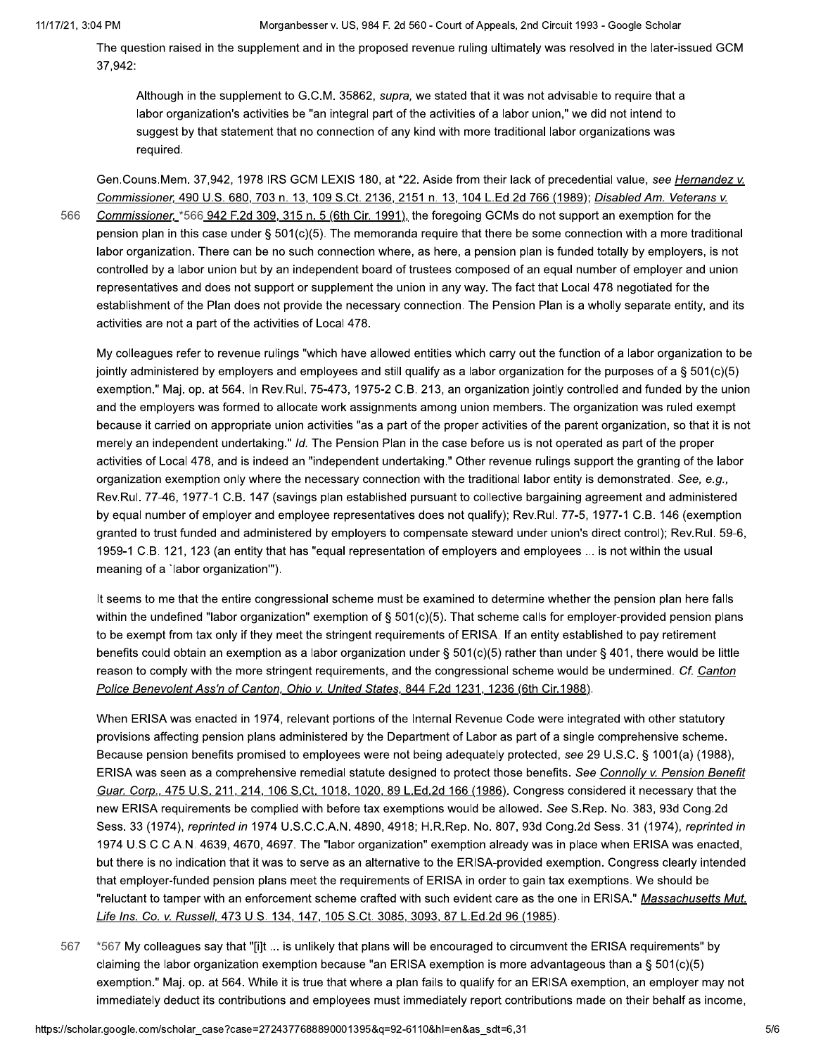The question raised in the supplement and in the proposed revenue ruling ultimately was resolved in the later-issued GCM 37,942:

> Although in the supplement to G.C.M. 35862, *supra,* we stated that it was not advisable to require that a labor organization's activities be "an integral part of the activities of a labor union," we did not intend to suggest by that statement that no connection of any kind with more traditional labor organizations was required.

Gen.Couns.Mem. 37,942, 1978 IRS GCM LEXIS 180, at *22. Aside from their lack of precedential value, *see Hernandez v. Commissioner,* 490 U.S. 680, 703 n. 13, 109 S.Ct. 2136, 2151 n. 13, 104 L.Ed.2d 766 (1989); *Disabled Am. Veterans v. Commissioner,* *566 942 F.2d 309, 315 n. 5 (6th Cir. 1991), the foregoing GCMs do not support an exemption for the pension plan in this case under § 501(c)(5). The memoranda require that there be some connection with a more traditional labor organization. There can be no such connection where, as here, a pension plan is funded totally by employers, is not controlled by a labor union but by an independent board of trustees composed of an equal number of employer and union representatives and does not support or supplement the union in any way. The fact that Local 478 negotiated for the establishment of the Plan does not provide the necessary connection. The Pension Plan is a wholly separate entity, and its activities are not a part of the activities of Local 478.

My colleagues refer to revenue rulings "which have allowed entities which carry out the function of a labor organization to be jointly administered by employers and employees and still qualify as a labor organization for the purposes of a § 501(c)(5) exemption." Maj. op. at 564. In Rev.Rul. 75-473, 1975-2 C.B. 213, an organization jointly controlled and funded by the union and the employers was formed to allocate work assignments among union members. The organization was ruled exempt because it carried on appropriate union activities "as a part of the proper activities of the parent organization, so that it is not merely an independent undertaking." *Id.* The Pension Plan in the case before us is not operated as part of the proper activities of Local 478, and is indeed an "independent undertaking." Other revenue rulings support the granting of the labor organization exemption only where the necessary connection with the traditional labor entity is demonstrated. *See, e.g.,* Rev.Rul. 77-46, 1977-1 C.B. 147 (savings plan established pursuant to collective bargaining agreement and administered by equal number of employer and employee representatives does not qualify); Rev.Rul. 77-5, 1977-1 C.B. 146 (exemption granted to trust funded and administered by employers to compensate steward under union's direct control); Rev.Rul. 59-6, 1959-1 C.B. 121, 123 (an entity that has "equal representation of employers and employees ... is not within the usual meaning of a `labor organization'").

It seems to me that the entire congressional scheme must be examined to determine whether the pension plan here falls within the undefined "labor organization" exemption of § 501(c)(5). That scheme calls for employer-provided pension plans to be exempt from tax only if they meet the stringent requirements of ERISA. If an entity established to pay retirement benefits could obtain an exemption as a labor organization under § 501(c)(5) rather than under § 401, there would be little reason to comply with the more stringent requirements, and the congressional scheme would be undermined. *Cf. Canton Police Benevolent Ass'n of Canton, Ohio v. United States,* 844 F.2d 1231, 1236 (6th Cir.1988).

When ERISA was enacted in 1974, relevant portions of the Internal Revenue Code were integrated with other statutory provisions affecting pension plans administered by the Department of Labor as part of a single comprehensive scheme. Because pension benefits promised to employees were not being adequately protected, *see* 29 U.S.C. § 1001(a) (1988), ERISA was seen as a comprehensive remedial statute designed to protect those benefits. *See Connolly v. Pension Benefit Guar. Corp.,* 475 U.S. 211, 214, 106 S.Ct. 1018, 1020, 89 L.Ed.2d 166 (1986). Congress considered it necessary that the new ERISA requirements be complied with before tax exemptions would be allowed. *See* S.Rep. No. 383, 93d Cong.2d Sess. 33 (1974), *reprinted in* 1974 U.S.C.C.A.N. 4890, 4918; H.R.Rep. No. 807, 93d Cong.2d Sess. 31 (1974), *reprinted in* 1974 U.S.C.C.A.N. 4639, 4670, 4697. The "labor organization" exemption already was in place when ERISA was enacted, but there is no indication that it was to serve as an alternative to the ERISA-provided exemption. Congress clearly intended that employer-funded pension plans meet the requirements of ERISA in order to gain tax exemptions. We should be "reluctant to tamper with an enforcement scheme crafted with such evident care as the one in ERISA." *Massachusetts Mut. Life Ins. Co. v. Russell,* 473 U.S. 134, 147, 105 S.Ct. 3085, 3093, 87 L.Ed.2d 96 (1985).

*567 My colleagues say that "[i]t ... is unlikely that plans will be encouraged to circumvent the ERISA requirements" by claiming the labor organization exemption because "an ERISA exemption is more advantageous than a § 501(c)(5) exemption." Maj. op. at 564. While it is true that where a plan fails to qualify for an ERISA exemption, an employer may not immediately deduct its contributions and employees must immediately report contributions made on their behalf as income,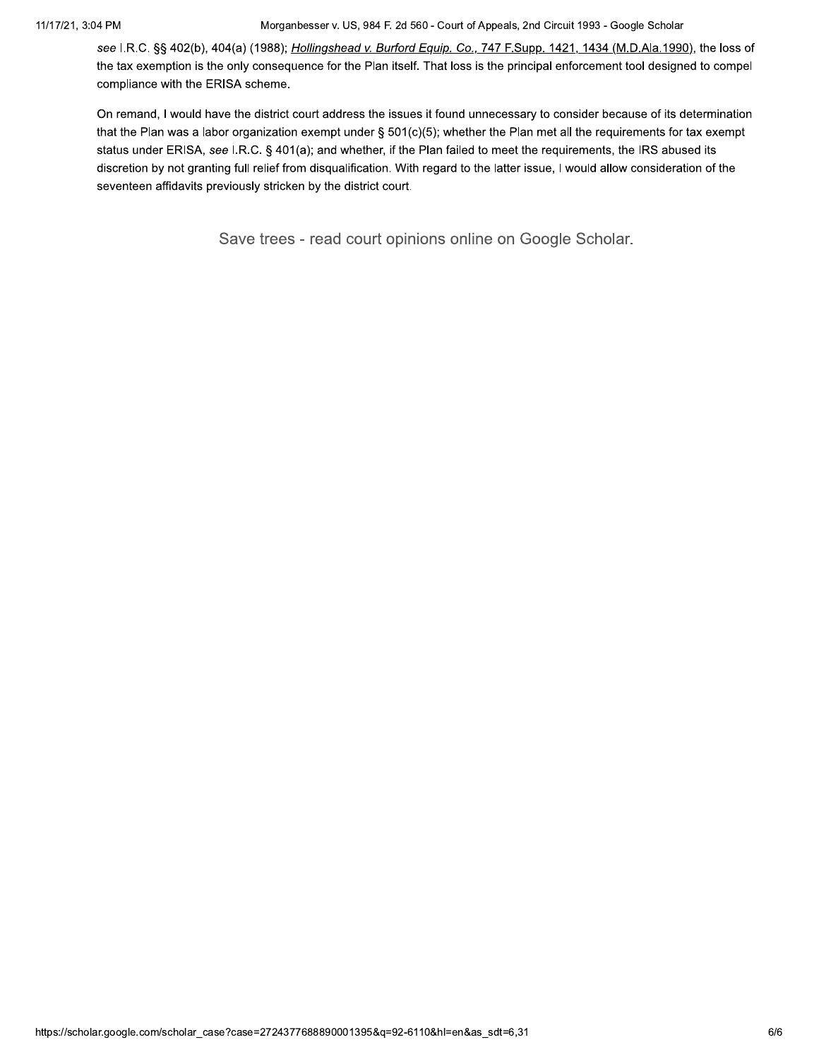*see* I.R.C. §§ 402(b), 404(a) (1988); Hollingshead v. Burford Equip. Co., 747 F.Supp. 1421, 1434 (M.D.Ala.1990), the loss of the tax exemption is the only consequence for the Plan itself. That loss is the principal enforcement tool designed to compel compliance with the ERISA scheme.

On remand, I would have the district court address the issues it found unnecessary to consider because of its determination that the Plan was a labor organization exempt under § 501(c)(5); whether the Plan met all the requirements for tax exempt status under ERISA, *see* I.R.C. § 401(a); and whether, if the Plan failed to meet the requirements, the IRS abused its discretion by not granting full relief from disqualification. With regard to the latter issue, I would allow consideration of the seventeen affidavits previously stricken by the district court.

Save trees - read court opinions online on Google Scholar.